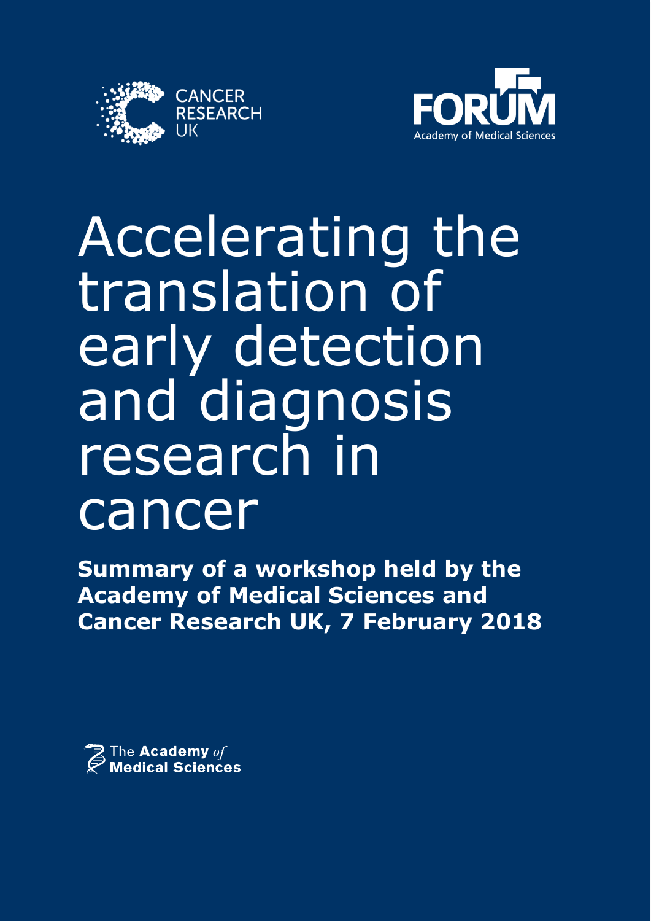CANCER RESEARCH UK

FORUM Academy of Medical Sciences

# Accelerating the translation of early detection and diagnosis research in cancer

**Summary of a workshop held by the Academy of Medical Sciences and Cancer Research UK, 7 February 2018**

The **Academy** *of* **Medical Sciences**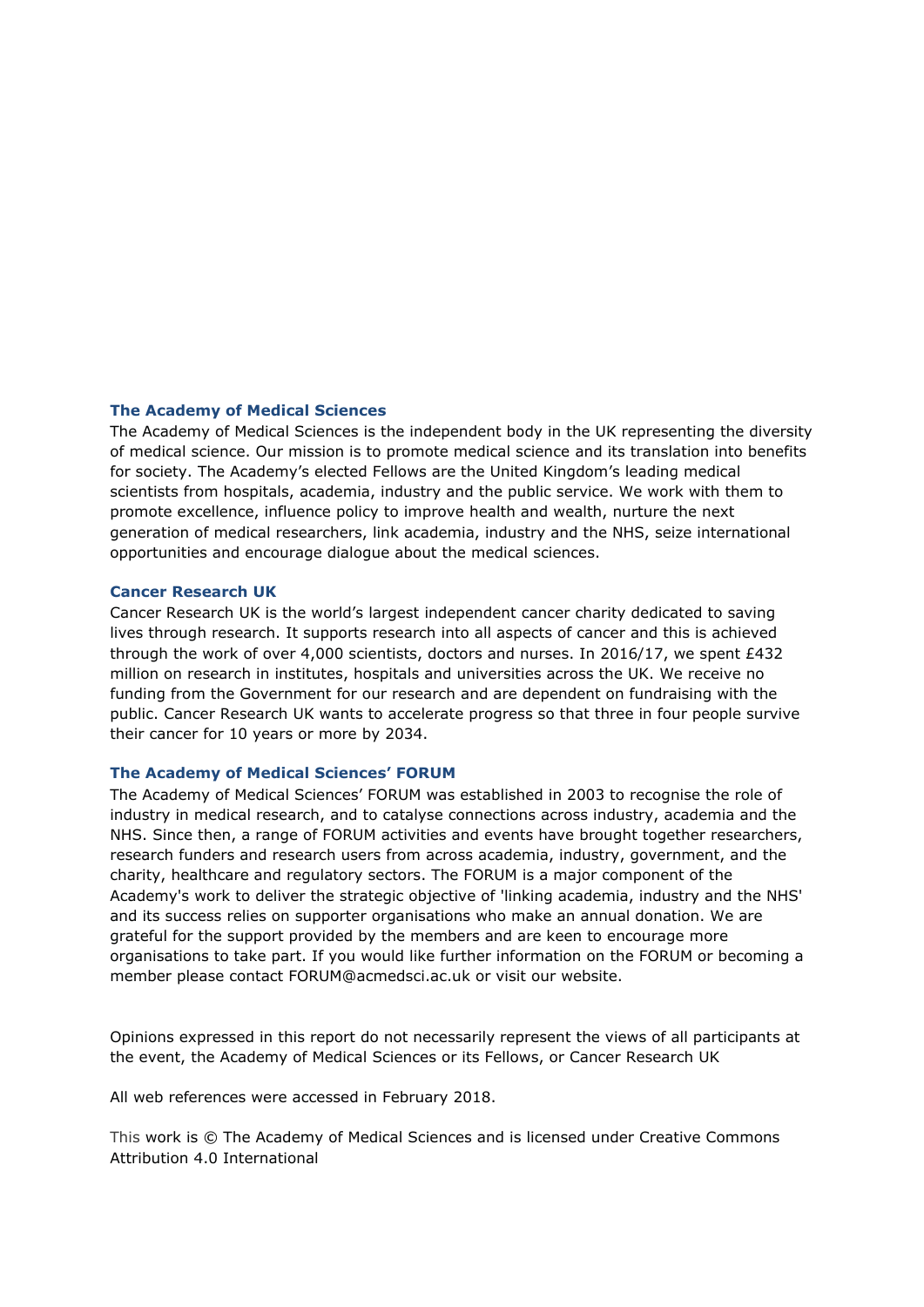### The Academy of Medical Sciences

The Academy of Medical Sciences is the independent body in the UK representing the diversity of medical science. Our mission is to promote medical science and its translation into benefits for society. The Academy's elected Fellows are the United Kingdom's leading medical scientists from hospitals, academia, industry and the public service. We work with them to promote excellence, influence policy to improve health and wealth, nurture the next generation of medical researchers, link academia, industry and the NHS, seize international opportunities and encourage dialogue about the medical sciences.

### Cancer Research UK

Cancer Research UK is the world's largest independent cancer charity dedicated to saving lives through research. It supports research into all aspects of cancer and this is achieved through the work of over 4,000 scientists, doctors and nurses. In 2016/17, we spent £432 million on research in institutes, hospitals and universities across the UK. We receive no funding from the Government for our research and are dependent on fundraising with the public. Cancer Research UK wants to accelerate progress so that three in four people survive their cancer for 10 years or more by 2034.

### The Academy of Medical Sciences' FORUM

The Academy of Medical Sciences' FORUM was established in 2003 to recognise the role of industry in medical research, and to catalyse connections across industry, academia and the NHS. Since then, a range of FORUM activities and events have brought together researchers, research funders and research users from across academia, industry, government, and the charity, healthcare and regulatory sectors. The FORUM is a major component of the Academy's work to deliver the strategic objective of 'linking academia, industry and the NHS' and its success relies on supporter organisations who make an annual donation. We are grateful for the support provided by the members and are keen to encourage more organisations to take part. If you would like further information on the FORUM or becoming a member please contact FORUM@acmedsci.ac.uk or visit our website.

Opinions expressed in this report do not necessarily represent the views of all participants at the event, the Academy of Medical Sciences or its Fellows, or Cancer Research UK

All web references were accessed in February 2018.

This work is © The Academy of Medical Sciences and is licensed under Creative Commons Attribution 4.0 International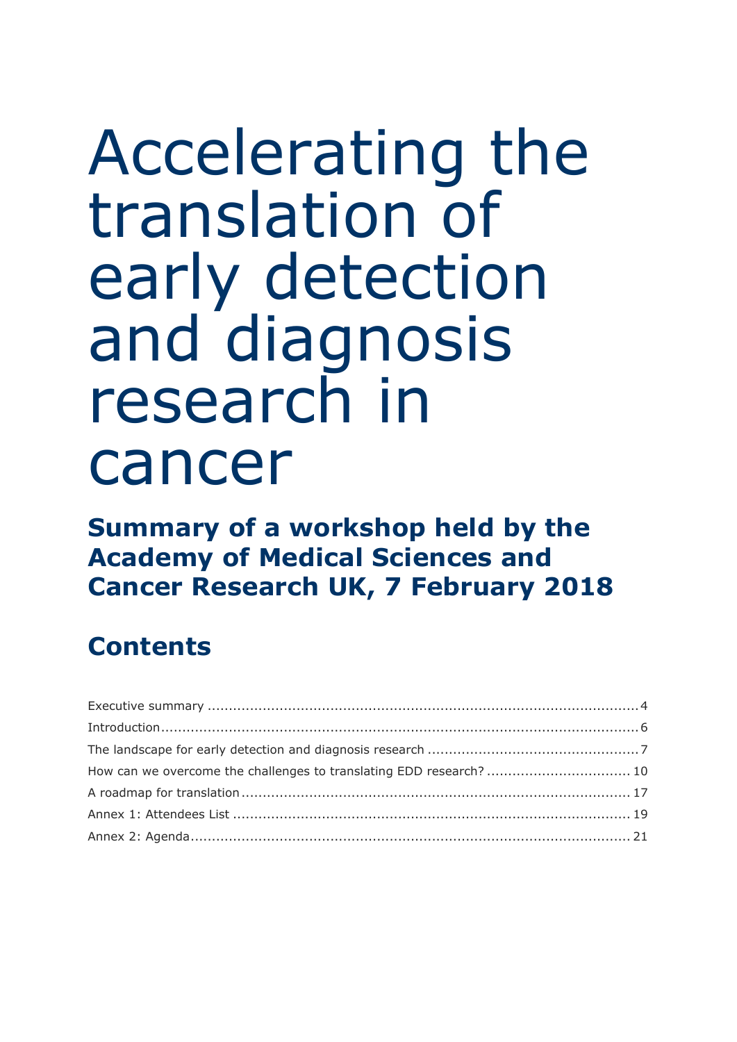# Accelerating the translation of early detection and diagnosis research in cancer

## Summary of a workshop held by the Academy of Medical Sciences and Cancer Research UK, 7 February 2018

## Contents

Executive summary ..... 4
Introduction ..... 6
The landscape for early detection and diagnosis research ..... 7
How can we overcome the challenges to translating EDD research? ..... 10
A roadmap for translation ..... 17
Annex 1: Attendees List ..... 19
Annex 2: Agenda ..... 21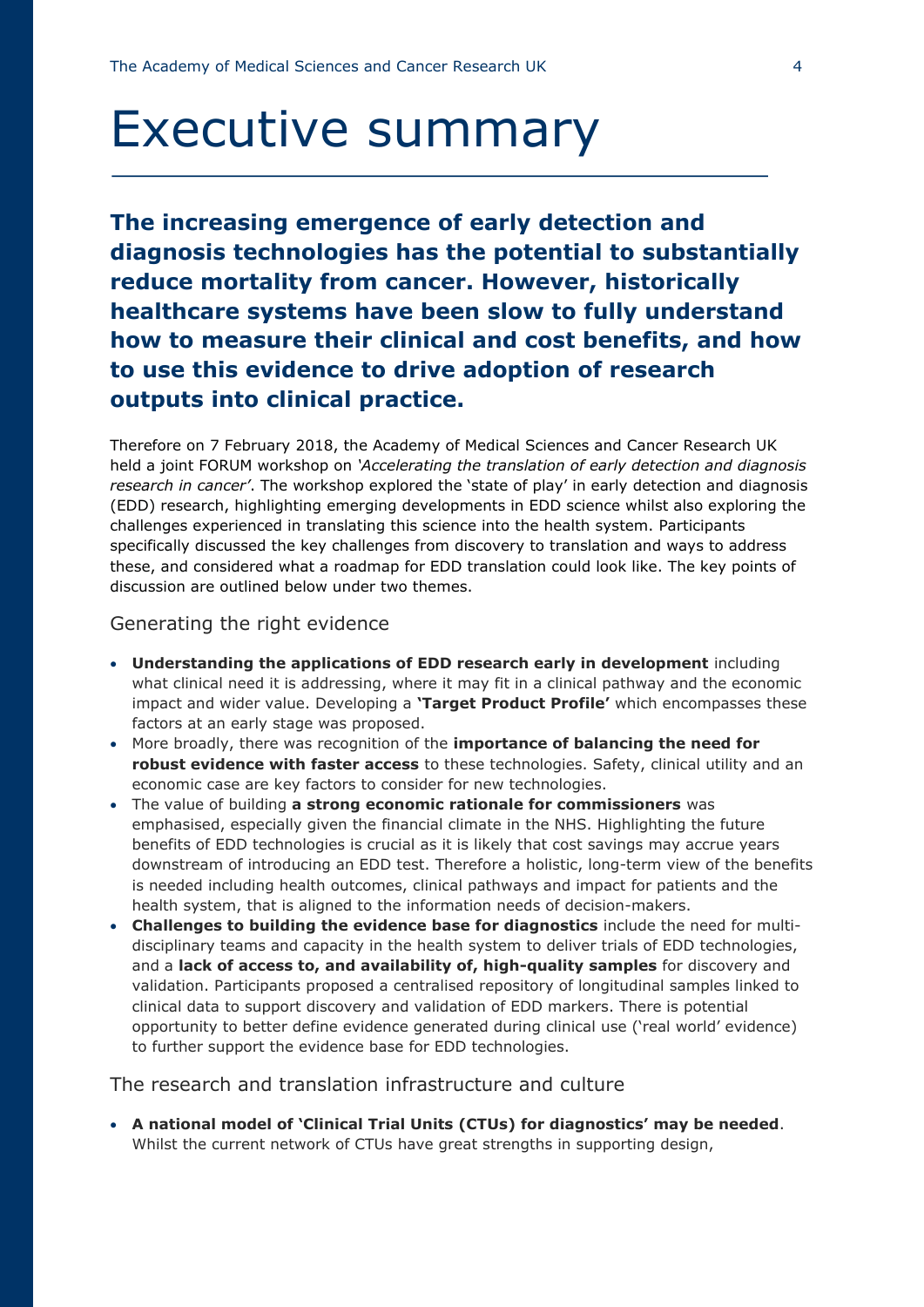# Executive summary

**The increasing emergence of early detection and diagnosis technologies has the potential to substantially reduce mortality from cancer. However, historically healthcare systems have been slow to fully understand how to measure their clinical and cost benefits, and how to use this evidence to drive adoption of research outputs into clinical practice.**

Therefore on 7 February 2018, the Academy of Medical Sciences and Cancer Research UK held a joint FORUM workshop on *'Accelerating the translation of early detection and diagnosis research in cancer'*. The workshop explored the 'state of play' in early detection and diagnosis (EDD) research, highlighting emerging developments in EDD science whilst also exploring the challenges experienced in translating this science into the health system. Participants specifically discussed the key challenges from discovery to translation and ways to address these, and considered what a roadmap for EDD translation could look like. The key points of discussion are outlined below under two themes.

## Generating the right evidence

- **Understanding the applications of EDD research early in development** including what clinical need it is addressing, where it may fit in a clinical pathway and the economic impact and wider value. Developing a **'Target Product Profile'** which encompasses these factors at an early stage was proposed.
- More broadly, there was recognition of the **importance of balancing the need for robust evidence with faster access** to these technologies. Safety, clinical utility and an economic case are key factors to consider for new technologies.
- The value of building **a strong economic rationale for commissioners** was emphasised, especially given the financial climate in the NHS. Highlighting the future benefits of EDD technologies is crucial as it is likely that cost savings may accrue years downstream of introducing an EDD test. Therefore a holistic, long-term view of the benefits is needed including health outcomes, clinical pathways and impact for patients and the health system, that is aligned to the information needs of decision-makers.
- **Challenges to building the evidence base for diagnostics** include the need for multi-disciplinary teams and capacity in the health system to deliver trials of EDD technologies, and a **lack of access to, and availability of, high-quality samples** for discovery and validation. Participants proposed a centralised repository of longitudinal samples linked to clinical data to support discovery and validation of EDD markers. There is potential opportunity to better define evidence generated during clinical use ('real world' evidence) to further support the evidence base for EDD technologies.

## The research and translation infrastructure and culture

- **A national model of 'Clinical Trial Units (CTUs) for diagnostics' may be needed**. Whilst the current network of CTUs have great strengths in supporting design,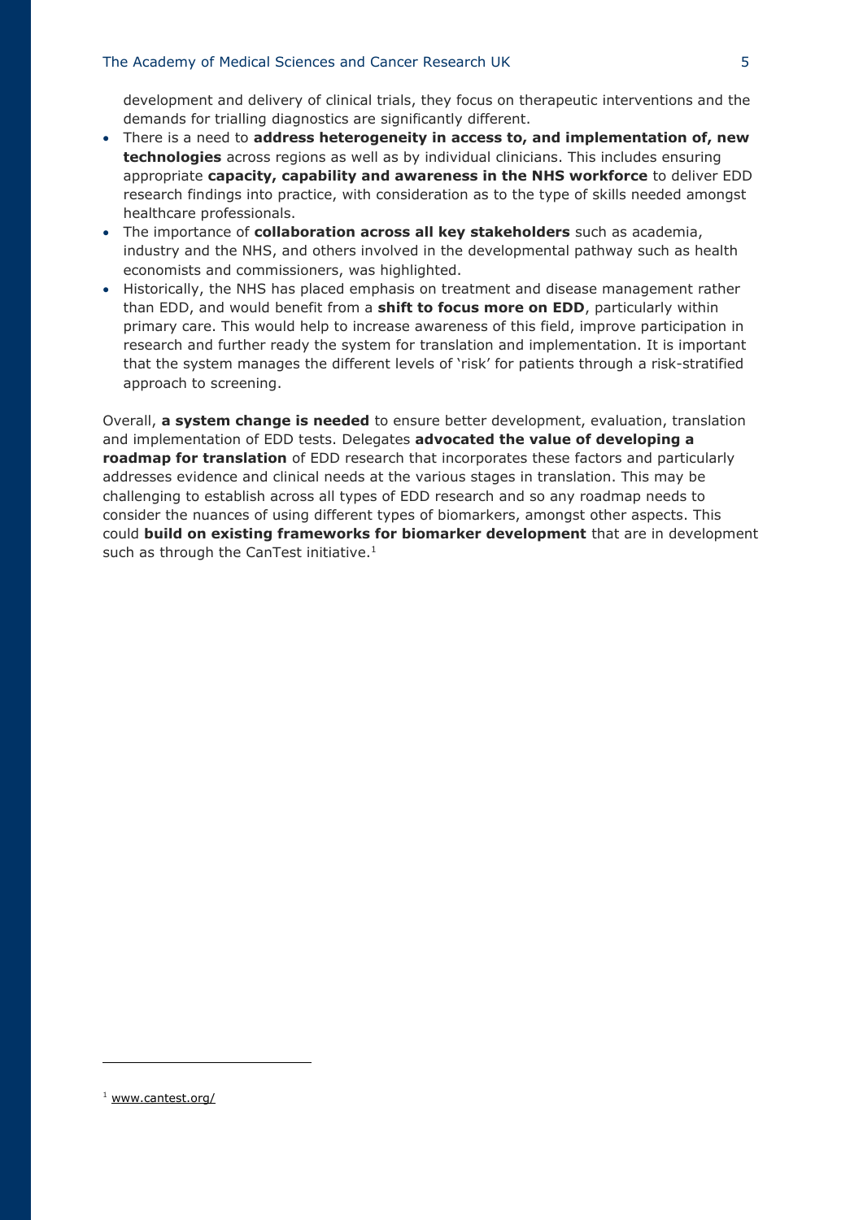development and delivery of clinical trials, they focus on therapeutic interventions and the demands for trialling diagnostics are significantly different.

- There is a need to **address heterogeneity in access to, and implementation of, new technologies** across regions as well as by individual clinicians. This includes ensuring appropriate **capacity, capability and awareness in the NHS workforce** to deliver EDD research findings into practice, with consideration as to the type of skills needed amongst healthcare professionals.
- The importance of **collaboration across all key stakeholders** such as academia, industry and the NHS, and others involved in the developmental pathway such as health economists and commissioners, was highlighted.
- Historically, the NHS has placed emphasis on treatment and disease management rather than EDD, and would benefit from a **shift to focus more on EDD**, particularly within primary care. This would help to increase awareness of this field, improve participation in research and further ready the system for translation and implementation. It is important that the system manages the different levels of 'risk' for patients through a risk-stratified approach to screening.

Overall, **a system change is needed** to ensure better development, evaluation, translation and implementation of EDD tests. Delegates **advocated the value of developing a roadmap for translation** of EDD research that incorporates these factors and particularly addresses evidence and clinical needs at the various stages in translation. This may be challenging to establish across all types of EDD research and so any roadmap needs to consider the nuances of using different types of biomarkers, amongst other aspects. This could **build on existing frameworks for biomarker development** that are in development such as through the CanTest initiative.[1]

[1] www.cantest.org/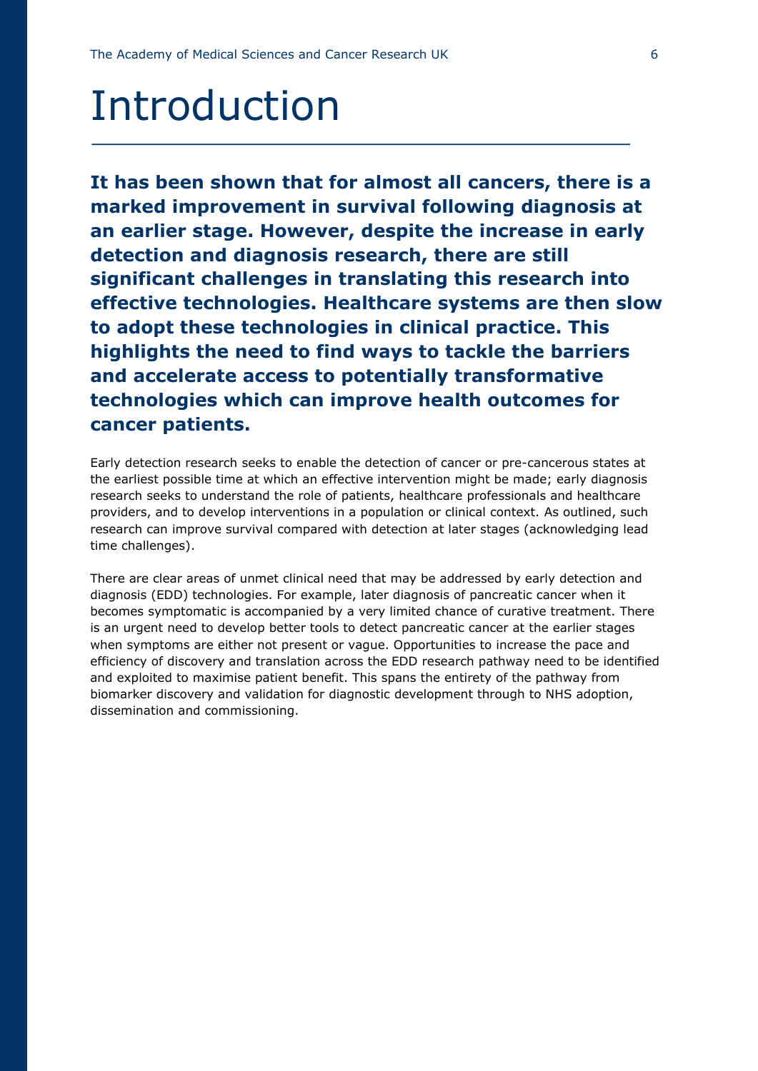# Introduction

**It has been shown that for almost all cancers, there is a marked improvement in survival following diagnosis at an earlier stage. However, despite the increase in early detection and diagnosis research, there are still significant challenges in translating this research into effective technologies. Healthcare systems are then slow to adopt these technologies in clinical practice. This highlights the need to find ways to tackle the barriers and accelerate access to potentially transformative technologies which can improve health outcomes for cancer patients.**

Early detection research seeks to enable the detection of cancer or pre-cancerous states at the earliest possible time at which an effective intervention might be made; early diagnosis research seeks to understand the role of patients, healthcare professionals and healthcare providers, and to develop interventions in a population or clinical context. As outlined, such research can improve survival compared with detection at later stages (acknowledging lead time challenges).

There are clear areas of unmet clinical need that may be addressed by early detection and diagnosis (EDD) technologies. For example, later diagnosis of pancreatic cancer when it becomes symptomatic is accompanied by a very limited chance of curative treatment. There is an urgent need to develop better tools to detect pancreatic cancer at the earlier stages when symptoms are either not present or vague. Opportunities to increase the pace and efficiency of discovery and translation across the EDD research pathway need to be identified and exploited to maximise patient benefit. This spans the entirety of the pathway from biomarker discovery and validation for diagnostic development through to NHS adoption, dissemination and commissioning.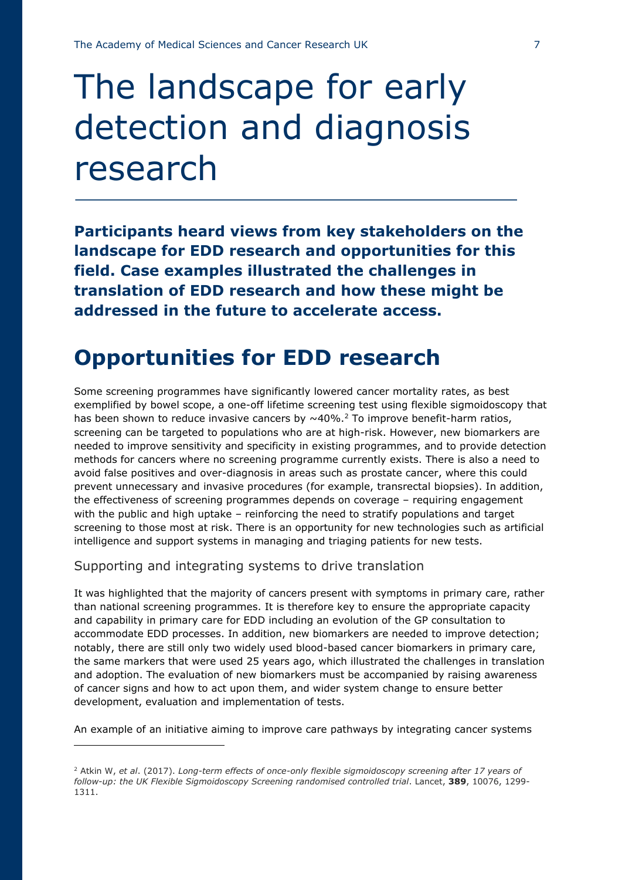# The landscape for early detection and diagnosis research

**Participants heard views from key stakeholders on the landscape for EDD research and opportunities for this field. Case examples illustrated the challenges in translation of EDD research and how these might be addressed in the future to accelerate access.**

## Opportunities for EDD research

Some screening programmes have significantly lowered cancer mortality rates, as best exemplified by bowel scope, a one-off lifetime screening test using flexible sigmoidoscopy that has been shown to reduce invasive cancers by ~40%.[2] To improve benefit-harm ratios, screening can be targeted to populations who are at high-risk. However, new biomarkers are needed to improve sensitivity and specificity in existing programmes, and to provide detection methods for cancers where no screening programme currently exists. There is also a need to avoid false positives and over-diagnosis in areas such as prostate cancer, where this could prevent unnecessary and invasive procedures (for example, transrectal biopsies). In addition, the effectiveness of screening programmes depends on coverage – requiring engagement with the public and high uptake – reinforcing the need to stratify populations and target screening to those most at risk. There is an opportunity for new technologies such as artificial intelligence and support systems in managing and triaging patients for new tests.

### Supporting and integrating systems to drive translation

It was highlighted that the majority of cancers present with symptoms in primary care, rather than national screening programmes. It is therefore key to ensure the appropriate capacity and capability in primary care for EDD including an evolution of the GP consultation to accommodate EDD processes. In addition, new biomarkers are needed to improve detection; notably, there are still only two widely used blood-based cancer biomarkers in primary care, the same markers that were used 25 years ago, which illustrated the challenges in translation and adoption. The evaluation of new biomarkers must be accompanied by raising awareness of cancer signs and how to act upon them, and wider system change to ensure better development, evaluation and implementation of tests.

An example of an initiative aiming to improve care pathways by integrating cancer systems

---

[2] Atkin W, *et al*. (2017). *Long-term effects of once-only flexible sigmoidoscopy screening after 17 years of follow-up: the UK Flexible Sigmoidoscopy Screening randomised controlled trial*. Lancet, **389**, 10076, 1299-1311.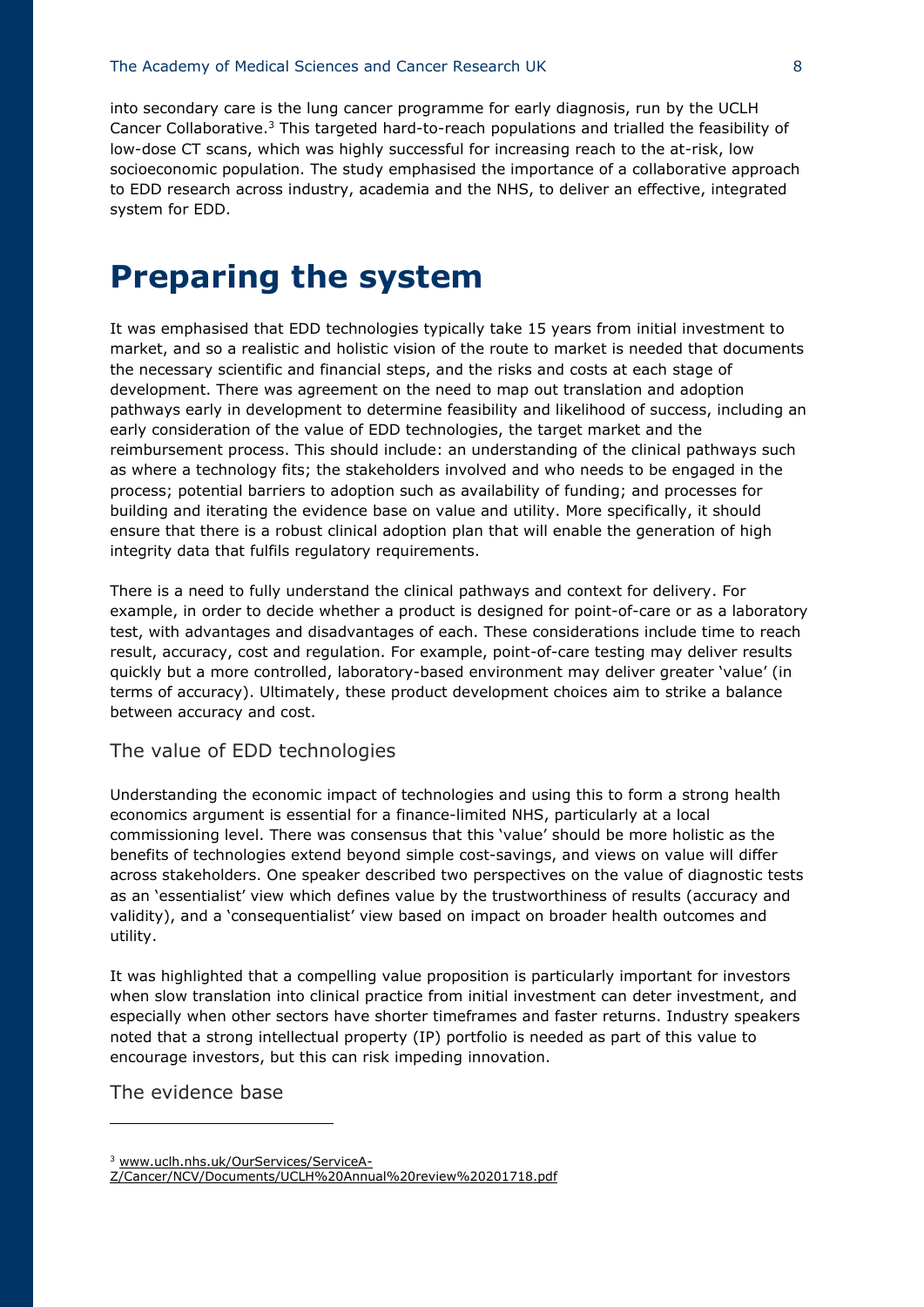into secondary care is the lung cancer programme for early diagnosis, run by the UCLH Cancer Collaborative.[3] This targeted hard-to-reach populations and trialled the feasibility of low-dose CT scans, which was highly successful for increasing reach to the at-risk, low socioeconomic population. The study emphasised the importance of a collaborative approach to EDD research across industry, academia and the NHS, to deliver an effective, integrated system for EDD.

# Preparing the system

It was emphasised that EDD technologies typically take 15 years from initial investment to market, and so a realistic and holistic vision of the route to market is needed that documents the necessary scientific and financial steps, and the risks and costs at each stage of development. There was agreement on the need to map out translation and adoption pathways early in development to determine feasibility and likelihood of success, including an early consideration of the value of EDD technologies, the target market and the reimbursement process. This should include: an understanding of the clinical pathways such as where a technology fits; the stakeholders involved and who needs to be engaged in the process; potential barriers to adoption such as availability of funding; and processes for building and iterating the evidence base on value and utility. More specifically, it should ensure that there is a robust clinical adoption plan that will enable the generation of high integrity data that fulfils regulatory requirements.

There is a need to fully understand the clinical pathways and context for delivery. For example, in order to decide whether a product is designed for point-of-care or as a laboratory test, with advantages and disadvantages of each. These considerations include time to reach result, accuracy, cost and regulation. For example, point-of-care testing may deliver results quickly but a more controlled, laboratory-based environment may deliver greater 'value' (in terms of accuracy). Ultimately, these product development choices aim to strike a balance between accuracy and cost.

## The value of EDD technologies

Understanding the economic impact of technologies and using this to form a strong health economics argument is essential for a finance-limited NHS, particularly at a local commissioning level. There was consensus that this 'value' should be more holistic as the benefits of technologies extend beyond simple cost-savings, and views on value will differ across stakeholders. One speaker described two perspectives on the value of diagnostic tests as an 'essentialist' view which defines value by the trustworthiness of results (accuracy and validity), and a 'consequentialist' view based on impact on broader health outcomes and utility.

It was highlighted that a compelling value proposition is particularly important for investors when slow translation into clinical practice from initial investment can deter investment, and especially when other sectors have shorter timeframes and faster returns. Industry speakers noted that a strong intellectual property (IP) portfolio is needed as part of this value to encourage investors, but this can risk impeding innovation.

## The evidence base

[3] www.uclh.nhs.uk/OurServices/ServiceA-Z/Cancer/NCV/Documents/UCLH%20Annual%20review%20201718.pdf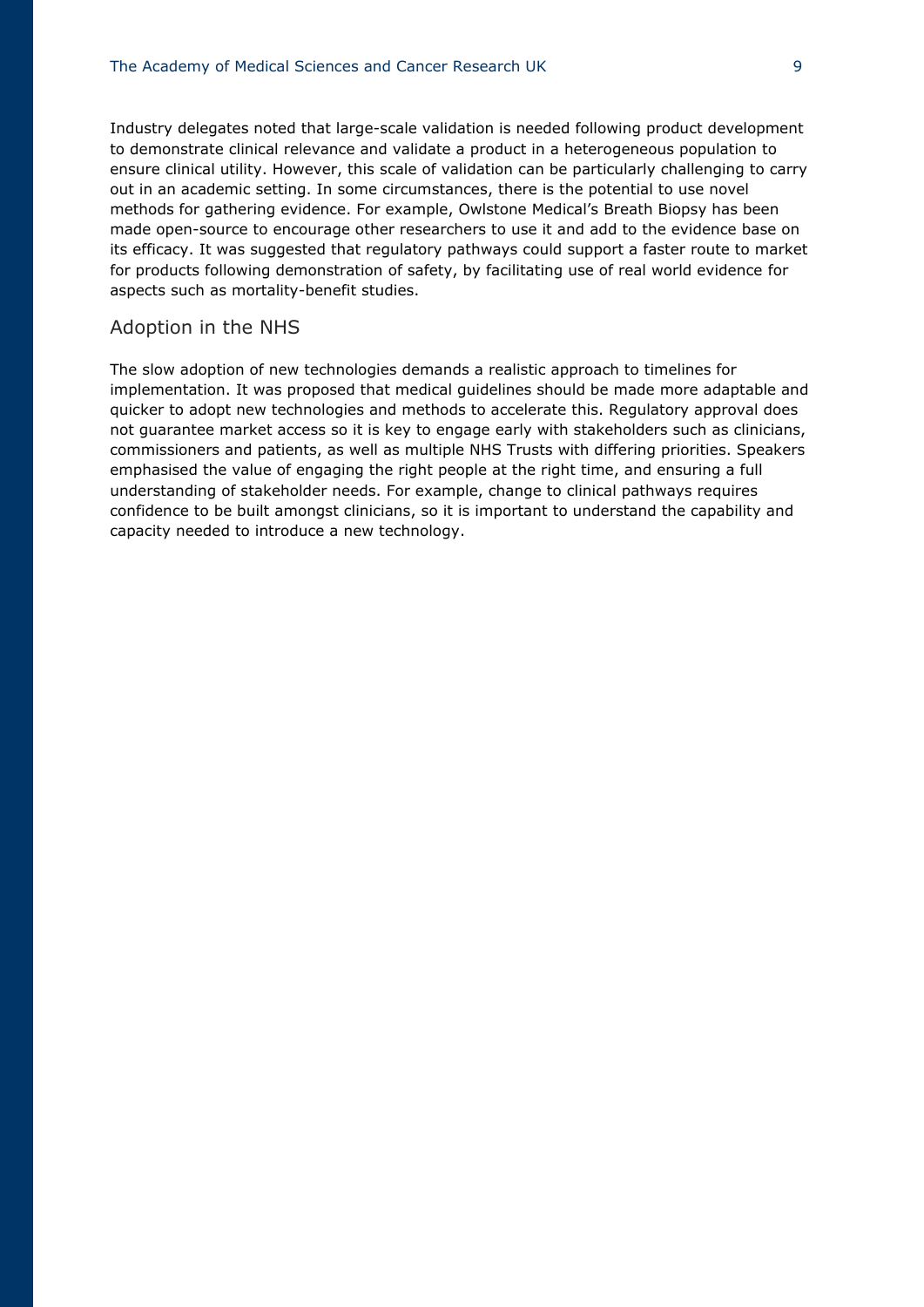Industry delegates noted that large-scale validation is needed following product development to demonstrate clinical relevance and validate a product in a heterogeneous population to ensure clinical utility. However, this scale of validation can be particularly challenging to carry out in an academic setting. In some circumstances, there is the potential to use novel methods for gathering evidence. For example, Owlstone Medical's Breath Biopsy has been made open-source to encourage other researchers to use it and add to the evidence base on its efficacy. It was suggested that regulatory pathways could support a faster route to market for products following demonstration of safety, by facilitating use of real world evidence for aspects such as mortality-benefit studies.

## Adoption in the NHS

The slow adoption of new technologies demands a realistic approach to timelines for implementation. It was proposed that medical guidelines should be made more adaptable and quicker to adopt new technologies and methods to accelerate this. Regulatory approval does not guarantee market access so it is key to engage early with stakeholders such as clinicians, commissioners and patients, as well as multiple NHS Trusts with differing priorities. Speakers emphasised the value of engaging the right people at the right time, and ensuring a full understanding of stakeholder needs. For example, change to clinical pathways requires confidence to be built amongst clinicians, so it is important to understand the capability and capacity needed to introduce a new technology.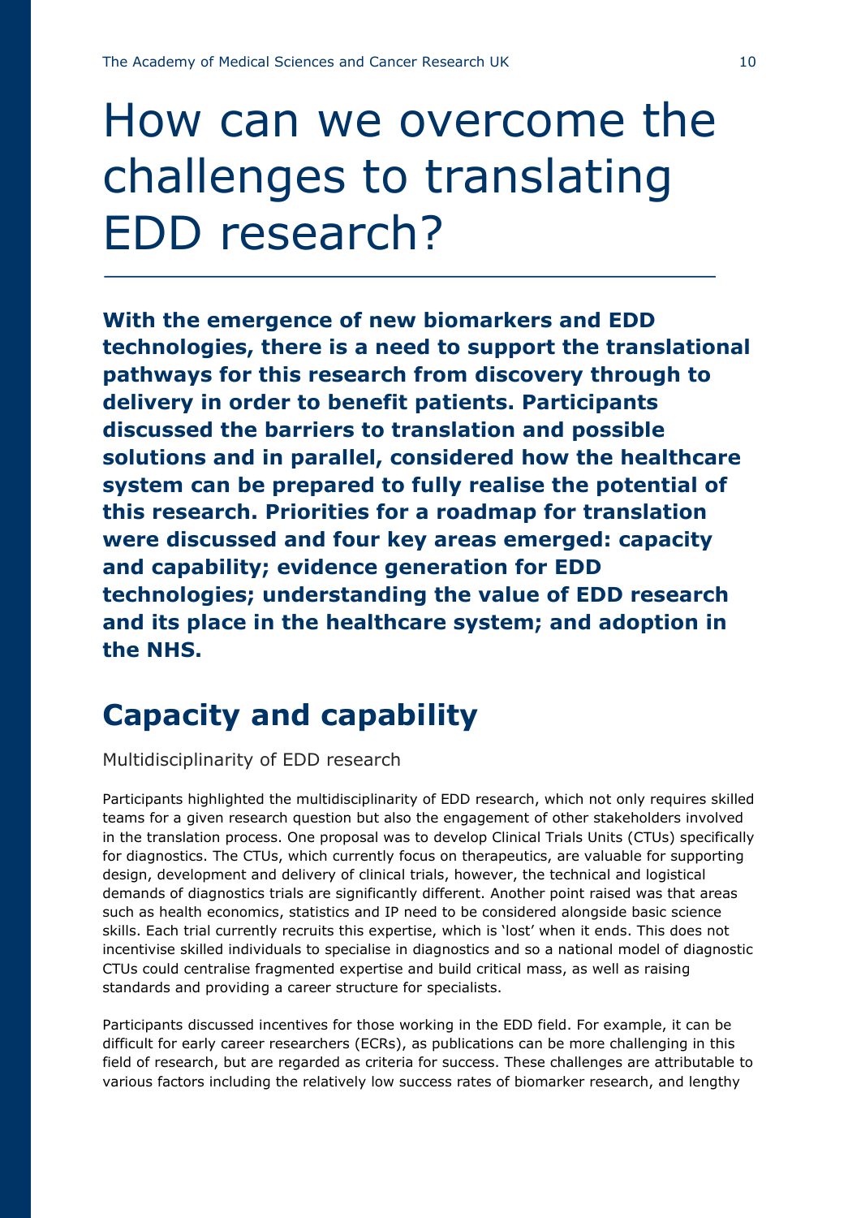# How can we overcome the challenges to translating EDD research?

**With the emergence of new biomarkers and EDD technologies, there is a need to support the translational pathways for this research from discovery through to delivery in order to benefit patients. Participants discussed the barriers to translation and possible solutions and in parallel, considered how the healthcare system can be prepared to fully realise the potential of this research. Priorities for a roadmap for translation were discussed and four key areas emerged: capacity and capability; evidence generation for EDD technologies; understanding the value of EDD research and its place in the healthcare system; and adoption in the NHS.**

## Capacity and capability

### Multidisciplinarity of EDD research

Participants highlighted the multidisciplinarity of EDD research, which not only requires skilled teams for a given research question but also the engagement of other stakeholders involved in the translation process. One proposal was to develop Clinical Trials Units (CTUs) specifically for diagnostics. The CTUs, which currently focus on therapeutics, are valuable for supporting design, development and delivery of clinical trials, however, the technical and logistical demands of diagnostics trials are significantly different. Another point raised was that areas such as health economics, statistics and IP need to be considered alongside basic science skills. Each trial currently recruits this expertise, which is 'lost' when it ends. This does not incentivise skilled individuals to specialise in diagnostics and so a national model of diagnostic CTUs could centralise fragmented expertise and build critical mass, as well as raising standards and providing a career structure for specialists.

Participants discussed incentives for those working in the EDD field. For example, it can be difficult for early career researchers (ECRs), as publications can be more challenging in this field of research, but are regarded as criteria for success. These challenges are attributable to various factors including the relatively low success rates of biomarker research, and lengthy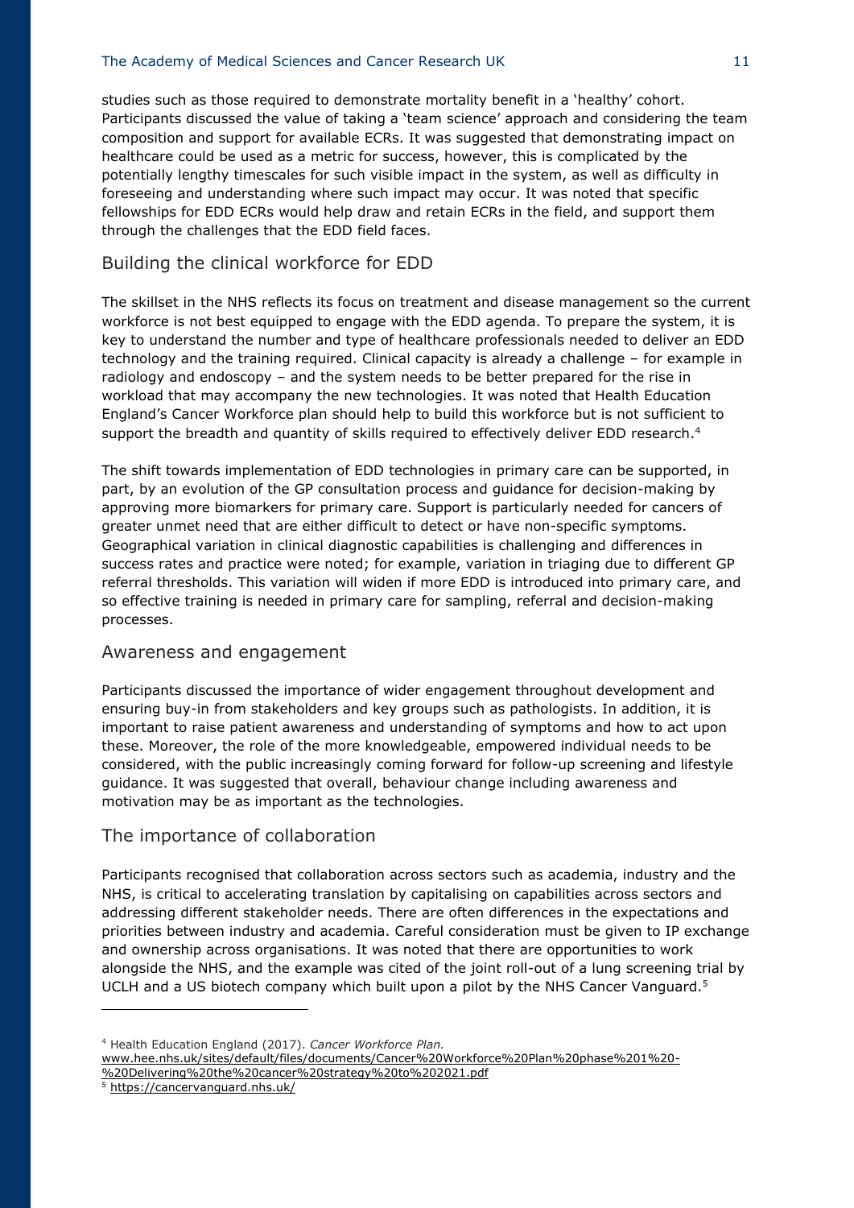studies such as those required to demonstrate mortality benefit in a 'healthy' cohort. Participants discussed the value of taking a 'team science' approach and considering the team composition and support for available ECRs. It was suggested that demonstrating impact on healthcare could be used as a metric for success, however, this is complicated by the potentially lengthy timescales for such visible impact in the system, as well as difficulty in foreseeing and understanding where such impact may occur. It was noted that specific fellowships for EDD ECRs would help draw and retain ECRs in the field, and support them through the challenges that the EDD field faces.

## Building the clinical workforce for EDD

The skillset in the NHS reflects its focus on treatment and disease management so the current workforce is not best equipped to engage with the EDD agenda. To prepare the system, it is key to understand the number and type of healthcare professionals needed to deliver an EDD technology and the training required. Clinical capacity is already a challenge – for example in radiology and endoscopy – and the system needs to be better prepared for the rise in workload that may accompany the new technologies. It was noted that Health Education England's Cancer Workforce plan should help to build this workforce but is not sufficient to support the breadth and quantity of skills required to effectively deliver EDD research.[4]

The shift towards implementation of EDD technologies in primary care can be supported, in part, by an evolution of the GP consultation process and guidance for decision-making by approving more biomarkers for primary care. Support is particularly needed for cancers of greater unmet need that are either difficult to detect or have non-specific symptoms. Geographical variation in clinical diagnostic capabilities is challenging and differences in success rates and practice were noted; for example, variation in triaging due to different GP referral thresholds. This variation will widen if more EDD is introduced into primary care, and so effective training is needed in primary care for sampling, referral and decision-making processes.

## Awareness and engagement

Participants discussed the importance of wider engagement throughout development and ensuring buy-in from stakeholders and key groups such as pathologists. In addition, it is important to raise patient awareness and understanding of symptoms and how to act upon these. Moreover, the role of the more knowledgeable, empowered individual needs to be considered, with the public increasingly coming forward for follow-up screening and lifestyle guidance. It was suggested that overall, behaviour change including awareness and motivation may be as important as the technologies.

## The importance of collaboration

Participants recognised that collaboration across sectors such as academia, industry and the NHS, is critical to accelerating translation by capitalising on capabilities across sectors and addressing different stakeholder needs. There are often differences in the expectations and priorities between industry and academia. Careful consideration must be given to IP exchange and ownership across organisations. It was noted that there are opportunities to work alongside the NHS, and the example was cited of the joint roll-out of a lung screening trial by UCLH and a US biotech company which built upon a pilot by the NHS Cancer Vanguard.[5]

---

[4] Health Education England (2017). *Cancer Workforce Plan.* www.hee.nhs.uk/sites/default/files/documents/Cancer%20Workforce%20Plan%20phase%201%20-%20Delivering%20the%20cancer%20strategy%20to%202021.pdf

[5] https://cancervanguard.nhs.uk/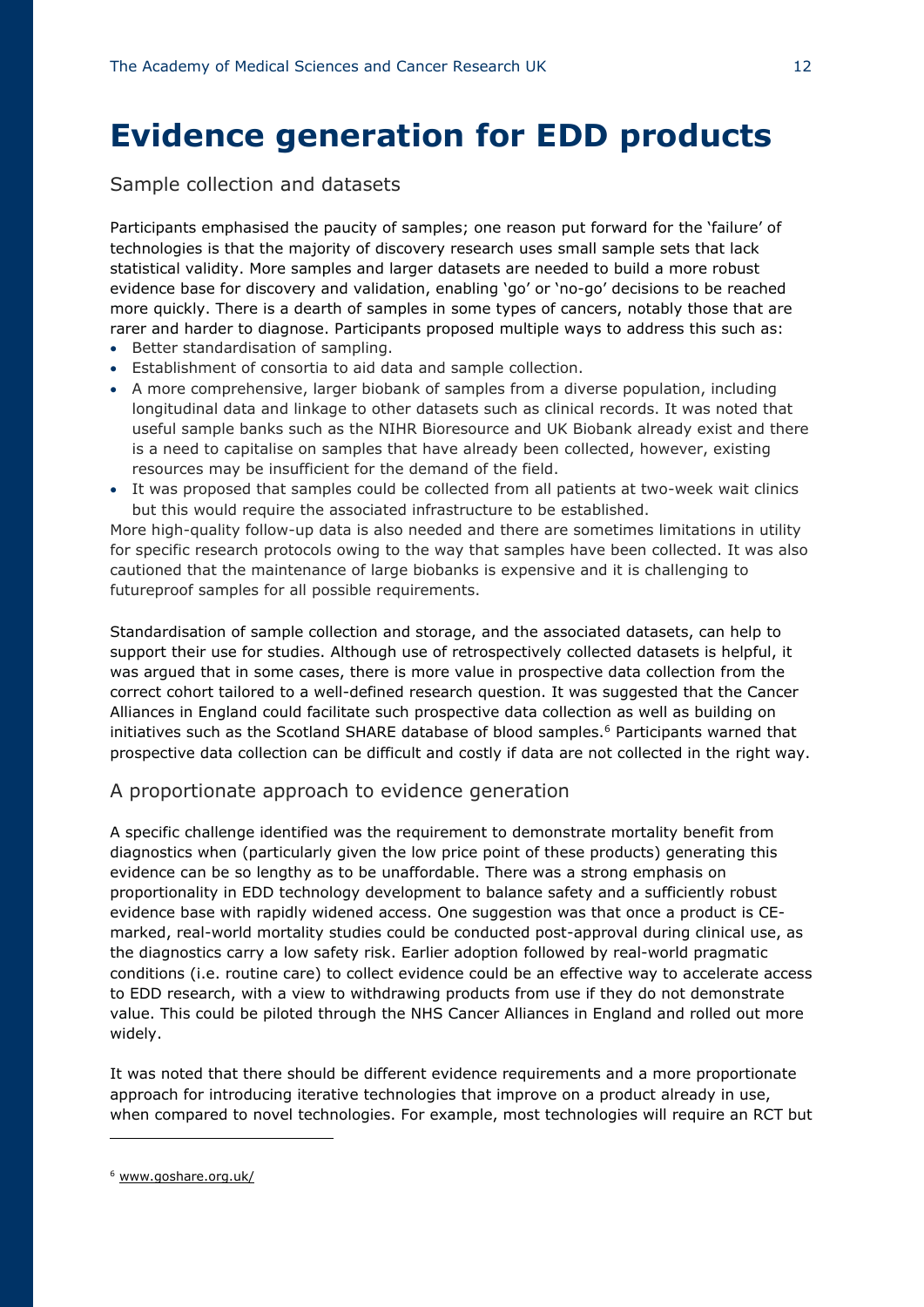# Evidence generation for EDD products

## Sample collection and datasets

Participants emphasised the paucity of samples; one reason put forward for the 'failure' of technologies is that the majority of discovery research uses small sample sets that lack statistical validity. More samples and larger datasets are needed to build a more robust evidence base for discovery and validation, enabling 'go' or 'no-go' decisions to be reached more quickly. There is a dearth of samples in some types of cancers, notably those that are rarer and harder to diagnose. Participants proposed multiple ways to address this such as:

- Better standardisation of sampling.
- Establishment of consortia to aid data and sample collection.
- A more comprehensive, larger biobank of samples from a diverse population, including longitudinal data and linkage to other datasets such as clinical records. It was noted that useful sample banks such as the NIHR Bioresource and UK Biobank already exist and there is a need to capitalise on samples that have already been collected, however, existing resources may be insufficient for the demand of the field.
- It was proposed that samples could be collected from all patients at two-week wait clinics but this would require the associated infrastructure to be established.

More high-quality follow-up data is also needed and there are sometimes limitations in utility for specific research protocols owing to the way that samples have been collected. It was also cautioned that the maintenance of large biobanks is expensive and it is challenging to futureproof samples for all possible requirements.

Standardisation of sample collection and storage, and the associated datasets, can help to support their use for studies. Although use of retrospectively collected datasets is helpful, it was argued that in some cases, there is more value in prospective data collection from the correct cohort tailored to a well-defined research question. It was suggested that the Cancer Alliances in England could facilitate such prospective data collection as well as building on initiatives such as the Scotland SHARE database of blood samples.[6] Participants warned that prospective data collection can be difficult and costly if data are not collected in the right way.

## A proportionate approach to evidence generation

A specific challenge identified was the requirement to demonstrate mortality benefit from diagnostics when (particularly given the low price point of these products) generating this evidence can be so lengthy as to be unaffordable. There was a strong emphasis on proportionality in EDD technology development to balance safety and a sufficiently robust evidence base with rapidly widened access. One suggestion was that once a product is CE-marked, real-world mortality studies could be conducted post-approval during clinical use, as the diagnostics carry a low safety risk. Earlier adoption followed by real-world pragmatic conditions (i.e. routine care) to collect evidence could be an effective way to accelerate access to EDD research, with a view to withdrawing products from use if they do not demonstrate value. This could be piloted through the NHS Cancer Alliances in England and rolled out more widely.

It was noted that there should be different evidence requirements and a more proportionate approach for introducing iterative technologies that improve on a product already in use, when compared to novel technologies. For example, most technologies will require an RCT but

[6] www.goshare.org.uk/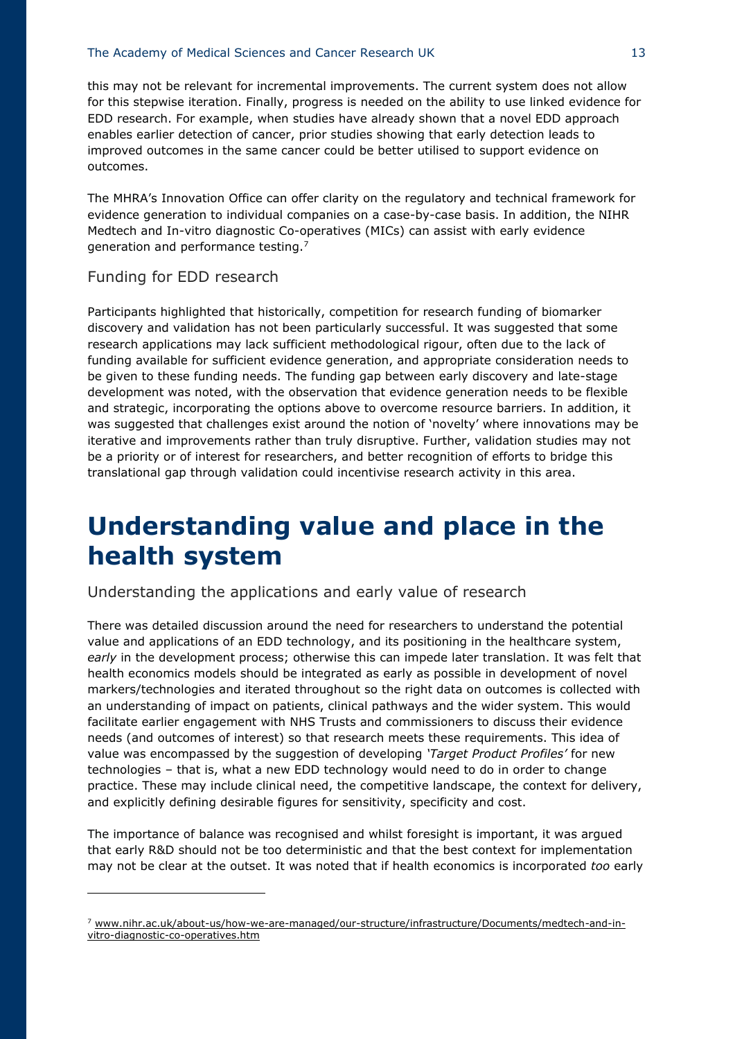this may not be relevant for incremental improvements. The current system does not allow for this stepwise iteration. Finally, progress is needed on the ability to use linked evidence for EDD research. For example, when studies have already shown that a novel EDD approach enables earlier detection of cancer, prior studies showing that early detection leads to improved outcomes in the same cancer could be better utilised to support evidence on outcomes.

The MHRA's Innovation Office can offer clarity on the regulatory and technical framework for evidence generation to individual companies on a case-by-case basis. In addition, the NIHR Medtech and In-vitro diagnostic Co-operatives (MICs) can assist with early evidence generation and performance testing.[7]

### Funding for EDD research

Participants highlighted that historically, competition for research funding of biomarker discovery and validation has not been particularly successful. It was suggested that some research applications may lack sufficient methodological rigour, often due to the lack of funding available for sufficient evidence generation, and appropriate consideration needs to be given to these funding needs. The funding gap between early discovery and late-stage development was noted, with the observation that evidence generation needs to be flexible and strategic, incorporating the options above to overcome resource barriers. In addition, it was suggested that challenges exist around the notion of 'novelty' where innovations may be iterative and improvements rather than truly disruptive. Further, validation studies may not be a priority or of interest for researchers, and better recognition of efforts to bridge this translational gap through validation could incentivise research activity in this area.

# Understanding value and place in the health system

### Understanding the applications and early value of research

There was detailed discussion around the need for researchers to understand the potential value and applications of an EDD technology, and its positioning in the healthcare system, *early* in the development process; otherwise this can impede later translation. It was felt that health economics models should be integrated as early as possible in development of novel markers/technologies and iterated throughout so the right data on outcomes is collected with an understanding of impact on patients, clinical pathways and the wider system. This would facilitate earlier engagement with NHS Trusts and commissioners to discuss their evidence needs (and outcomes of interest) so that research meets these requirements. This idea of value was encompassed by the suggestion of developing *'Target Product Profiles'* for new technologies – that is, what a new EDD technology would need to do in order to change practice. These may include clinical need, the competitive landscape, the context for delivery, and explicitly defining desirable figures for sensitivity, specificity and cost.

The importance of balance was recognised and whilst foresight is important, it was argued that early R&D should not be too deterministic and that the best context for implementation may not be clear at the outset. It was noted that if health economics is incorporated *too* early

---

[7] www.nihr.ac.uk/about-us/how-we-are-managed/our-structure/infrastructure/Documents/medtech-and-in-vitro-diagnostic-co-operatives.htm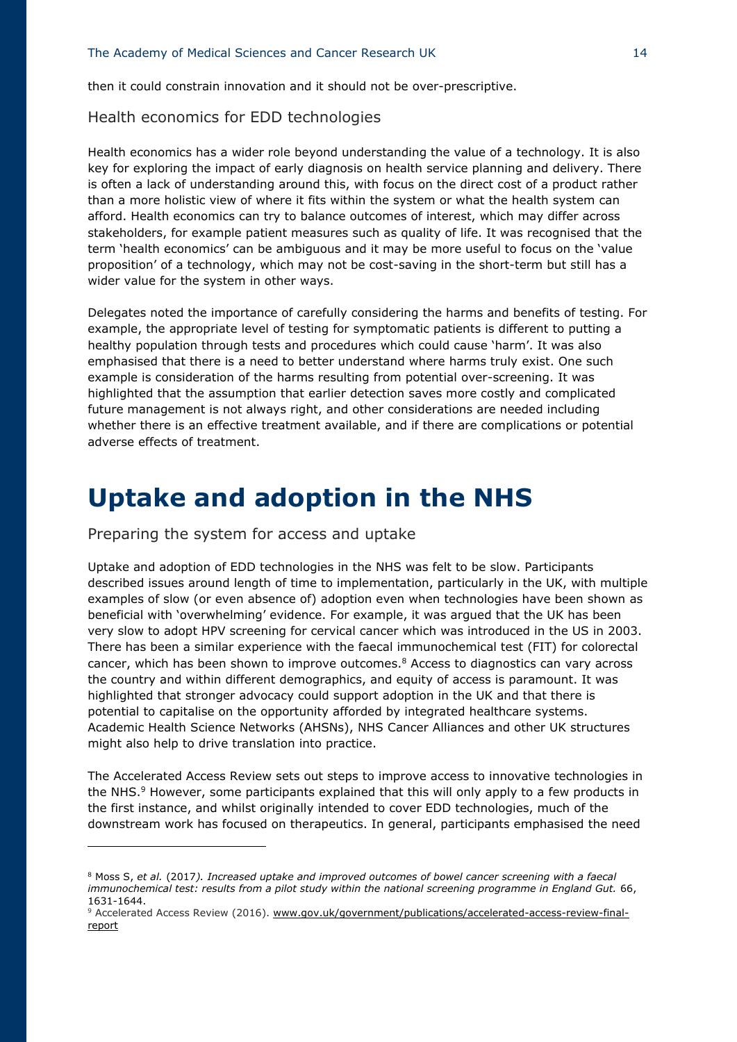then it could constrain innovation and it should not be over-prescriptive.

### Health economics for EDD technologies

Health economics has a wider role beyond understanding the value of a technology. It is also key for exploring the impact of early diagnosis on health service planning and delivery. There is often a lack of understanding around this, with focus on the direct cost of a product rather than a more holistic view of where it fits within the system or what the health system can afford. Health economics can try to balance outcomes of interest, which may differ across stakeholders, for example patient measures such as quality of life. It was recognised that the term 'health economics' can be ambiguous and it may be more useful to focus on the 'value proposition' of a technology, which may not be cost-saving in the short-term but still has a wider value for the system in other ways.

Delegates noted the importance of carefully considering the harms and benefits of testing. For example, the appropriate level of testing for symptomatic patients is different to putting a healthy population through tests and procedures which could cause 'harm'. It was also emphasised that there is a need to better understand where harms truly exist. One such example is consideration of the harms resulting from potential over-screening. It was highlighted that the assumption that earlier detection saves more costly and complicated future management is not always right, and other considerations are needed including whether there is an effective treatment available, and if there are complications or potential adverse effects of treatment.

# Uptake and adoption in the NHS

### Preparing the system for access and uptake

Uptake and adoption of EDD technologies in the NHS was felt to be slow. Participants described issues around length of time to implementation, particularly in the UK, with multiple examples of slow (or even absence of) adoption even when technologies have been shown as beneficial with 'overwhelming' evidence. For example, it was argued that the UK has been very slow to adopt HPV screening for cervical cancer which was introduced in the US in 2003. There has been a similar experience with the faecal immunochemical test (FIT) for colorectal cancer, which has been shown to improve outcomes.[8] Access to diagnostics can vary across the country and within different demographics, and equity of access is paramount. It was highlighted that stronger advocacy could support adoption in the UK and that there is potential to capitalise on the opportunity afforded by integrated healthcare systems. Academic Health Science Networks (AHSNs), NHS Cancer Alliances and other UK structures might also help to drive translation into practice.

The Accelerated Access Review sets out steps to improve access to innovative technologies in the NHS.[9] However, some participants explained that this will only apply to a few products in the first instance, and whilst originally intended to cover EDD technologies, much of the downstream work has focused on therapeutics. In general, participants emphasised the need

---

[8] Moss S, *et al.* (2017*). Increased uptake and improved outcomes of bowel cancer screening with a faecal immunochemical test: results from a pilot study within the national screening programme in England Gut.* 66, 1631-1644.

[9] Accelerated Access Review (2016). www.gov.uk/government/publications/accelerated-access-review-final-report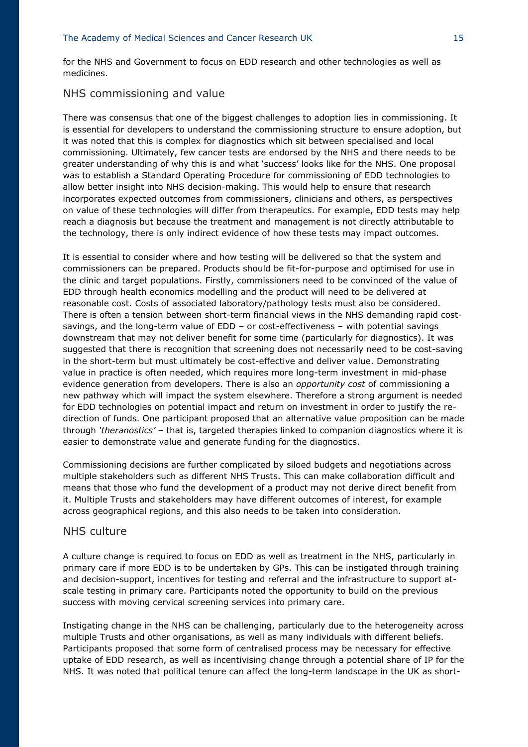for the NHS and Government to focus on EDD research and other technologies as well as medicines.

## NHS commissioning and value

There was consensus that one of the biggest challenges to adoption lies in commissioning. It is essential for developers to understand the commissioning structure to ensure adoption, but it was noted that this is complex for diagnostics which sit between specialised and local commissioning. Ultimately, few cancer tests are endorsed by the NHS and there needs to be greater understanding of why this is and what 'success' looks like for the NHS. One proposal was to establish a Standard Operating Procedure for commissioning of EDD technologies to allow better insight into NHS decision-making. This would help to ensure that research incorporates expected outcomes from commissioners, clinicians and others, as perspectives on value of these technologies will differ from therapeutics. For example, EDD tests may help reach a diagnosis but because the treatment and management is not directly attributable to the technology, there is only indirect evidence of how these tests may impact outcomes.

It is essential to consider where and how testing will be delivered so that the system and commissioners can be prepared. Products should be fit-for-purpose and optimised for use in the clinic and target populations. Firstly, commissioners need to be convinced of the value of EDD through health economics modelling and the product will need to be delivered at reasonable cost. Costs of associated laboratory/pathology tests must also be considered. There is often a tension between short-term financial views in the NHS demanding rapid cost-savings, and the long-term value of EDD – or cost-effectiveness – with potential savings downstream that may not deliver benefit for some time (particularly for diagnostics). It was suggested that there is recognition that screening does not necessarily need to be cost-saving in the short-term but must ultimately be cost-effective and deliver value. Demonstrating value in practice is often needed, which requires more long-term investment in mid-phase evidence generation from developers. There is also an *opportunity cost* of commissioning a new pathway which will impact the system elsewhere. Therefore a strong argument is needed for EDD technologies on potential impact and return on investment in order to justify the re-direction of funds. One participant proposed that an alternative value proposition can be made through *'theranostics'* – that is, targeted therapies linked to companion diagnostics where it is easier to demonstrate value and generate funding for the diagnostics.

Commissioning decisions are further complicated by siloed budgets and negotiations across multiple stakeholders such as different NHS Trusts. This can make collaboration difficult and means that those who fund the development of a product may not derive direct benefit from it. Multiple Trusts and stakeholders may have different outcomes of interest, for example across geographical regions, and this also needs to be taken into consideration.

## NHS culture

A culture change is required to focus on EDD as well as treatment in the NHS, particularly in primary care if more EDD is to be undertaken by GPs. This can be instigated through training and decision-support, incentives for testing and referral and the infrastructure to support at-scale testing in primary care. Participants noted the opportunity to build on the previous success with moving cervical screening services into primary care.

Instigating change in the NHS can be challenging, particularly due to the heterogeneity across multiple Trusts and other organisations, as well as many individuals with different beliefs. Participants proposed that some form of centralised process may be necessary for effective uptake of EDD research, as well as incentivising change through a potential share of IP for the NHS. It was noted that political tenure can affect the long-term landscape in the UK as short-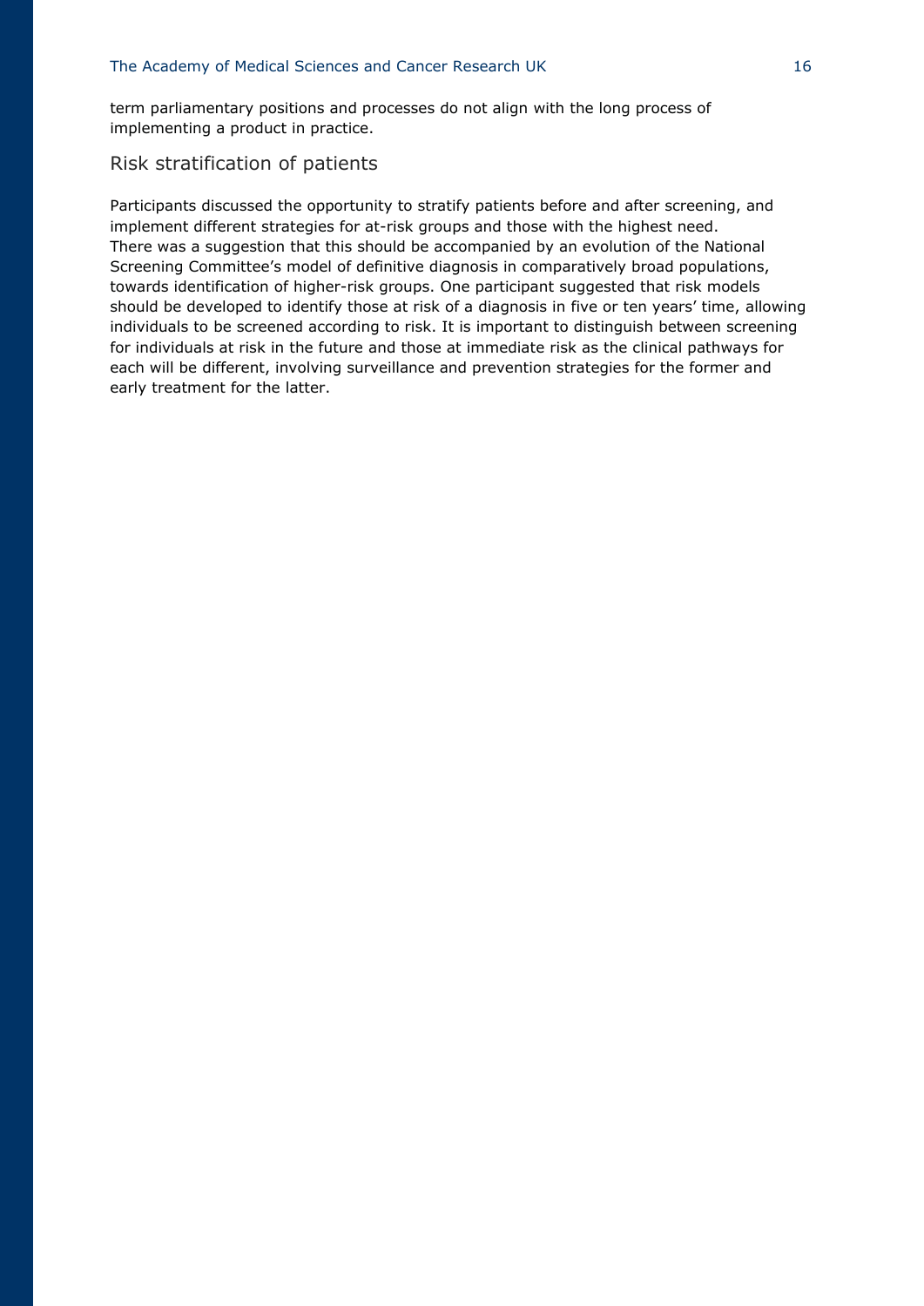term parliamentary positions and processes do not align with the long process of implementing a product in practice.

## Risk stratification of patients

Participants discussed the opportunity to stratify patients before and after screening, and implement different strategies for at-risk groups and those with the highest need. There was a suggestion that this should be accompanied by an evolution of the National Screening Committee's model of definitive diagnosis in comparatively broad populations, towards identification of higher-risk groups. One participant suggested that risk models should be developed to identify those at risk of a diagnosis in five or ten years' time, allowing individuals to be screened according to risk. It is important to distinguish between screening for individuals at risk in the future and those at immediate risk as the clinical pathways for each will be different, involving surveillance and prevention strategies for the former and early treatment for the latter.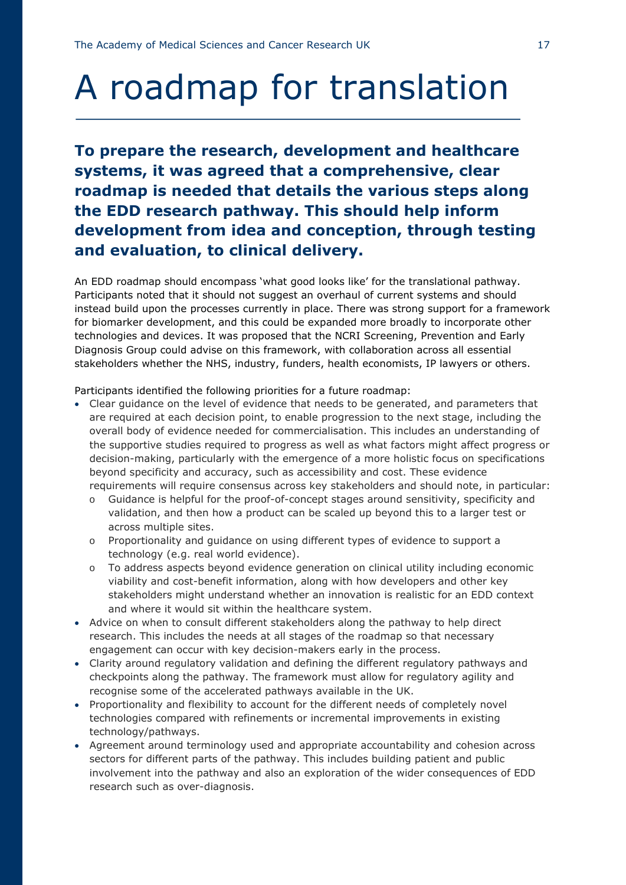# A roadmap for translation

**To prepare the research, development and healthcare systems, it was agreed that a comprehensive, clear roadmap is needed that details the various steps along the EDD research pathway. This should help inform development from idea and conception, through testing and evaluation, to clinical delivery.**

An EDD roadmap should encompass 'what good looks like' for the translational pathway. Participants noted that it should not suggest an overhaul of current systems and should instead build upon the processes currently in place. There was strong support for a framework for biomarker development, and this could be expanded more broadly to incorporate other technologies and devices. It was proposed that the NCRI Screening, Prevention and Early Diagnosis Group could advise on this framework, with collaboration across all essential stakeholders whether the NHS, industry, funders, health economists, IP lawyers or others.

Participants identified the following priorities for a future roadmap:

- Clear guidance on the level of evidence that needs to be generated, and parameters that are required at each decision point, to enable progression to the next stage, including the overall body of evidence needed for commercialisation. This includes an understanding of the supportive studies required to progress as well as what factors might affect progress or decision-making, particularly with the emergence of a more holistic focus on specifications beyond specificity and accuracy, such as accessibility and cost. These evidence requirements will require consensus across key stakeholders and should note, in particular:
  - Guidance is helpful for the proof-of-concept stages around sensitivity, specificity and validation, and then how a product can be scaled up beyond this to a larger test or across multiple sites.
  - Proportionality and guidance on using different types of evidence to support a technology (e.g. real world evidence).
  - To address aspects beyond evidence generation on clinical utility including economic viability and cost-benefit information, along with how developers and other key stakeholders might understand whether an innovation is realistic for an EDD context and where it would sit within the healthcare system.
- Advice on when to consult different stakeholders along the pathway to help direct research. This includes the needs at all stages of the roadmap so that necessary engagement can occur with key decision-makers early in the process.
- Clarity around regulatory validation and defining the different regulatory pathways and checkpoints along the pathway. The framework must allow for regulatory agility and recognise some of the accelerated pathways available in the UK.
- Proportionality and flexibility to account for the different needs of completely novel technologies compared with refinements or incremental improvements in existing technology/pathways.
- Agreement around terminology used and appropriate accountability and cohesion across sectors for different parts of the pathway. This includes building patient and public involvement into the pathway and also an exploration of the wider consequences of EDD research such as over-diagnosis.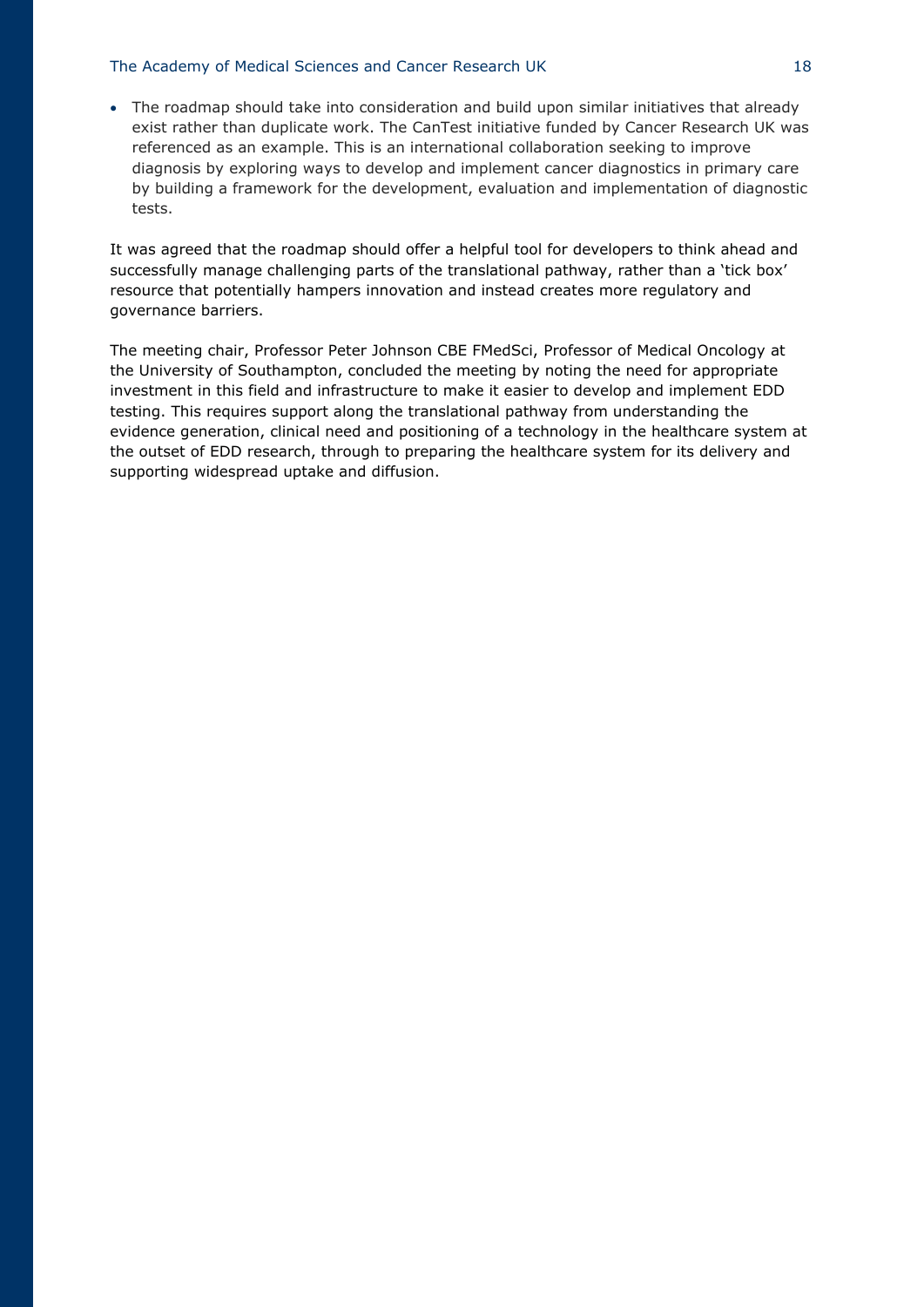- The roadmap should take into consideration and build upon similar initiatives that already exist rather than duplicate work. The CanTest initiative funded by Cancer Research UK was referenced as an example. This is an international collaboration seeking to improve diagnosis by exploring ways to develop and implement cancer diagnostics in primary care by building a framework for the development, evaluation and implementation of diagnostic tests.

It was agreed that the roadmap should offer a helpful tool for developers to think ahead and successfully manage challenging parts of the translational pathway, rather than a 'tick box' resource that potentially hampers innovation and instead creates more regulatory and governance barriers.

The meeting chair, Professor Peter Johnson CBE FMedSci, Professor of Medical Oncology at the University of Southampton, concluded the meeting by noting the need for appropriate investment in this field and infrastructure to make it easier to develop and implement EDD testing. This requires support along the translational pathway from understanding the evidence generation, clinical need and positioning of a technology in the healthcare system at the outset of EDD research, through to preparing the healthcare system for its delivery and supporting widespread uptake and diffusion.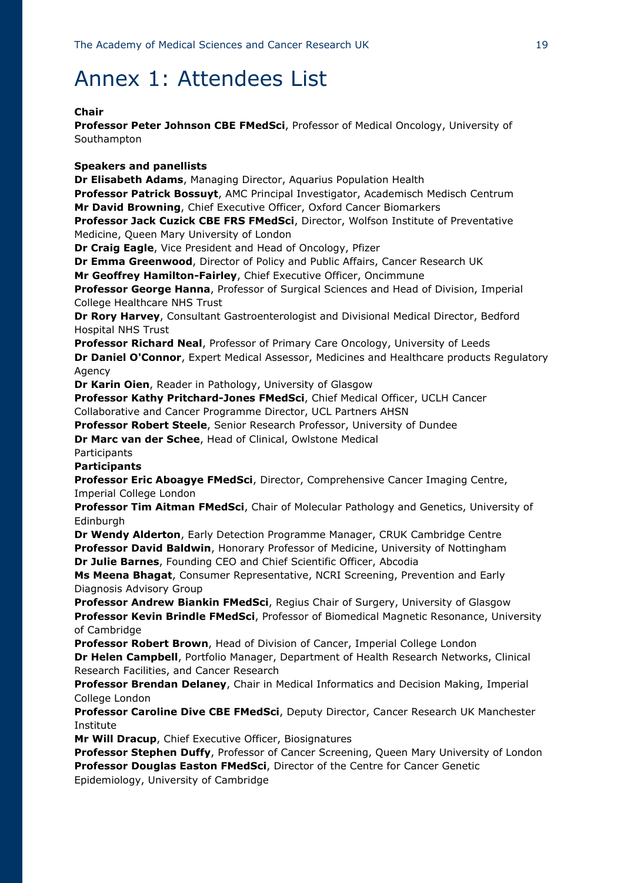# Annex 1: Attendees List

**Chair**

**Professor Peter Johnson CBE FMedSci**, Professor of Medical Oncology, University of Southampton

**Speakers and panellists**

**Dr Elisabeth Adams**, Managing Director, Aquarius Population Health
**Professor Patrick Bossuyt**, AMC Principal Investigator, Academisch Medisch Centrum
**Mr David Browning**, Chief Executive Officer, Oxford Cancer Biomarkers
**Professor Jack Cuzick CBE FRS FMedSci**, Director, Wolfson Institute of Preventative Medicine, Queen Mary University of London
**Dr Craig Eagle**, Vice President and Head of Oncology, Pfizer
**Dr Emma Greenwood**, Director of Policy and Public Affairs, Cancer Research UK
**Mr Geoffrey Hamilton-Fairley**, Chief Executive Officer, Oncimmune
**Professor George Hanna**, Professor of Surgical Sciences and Head of Division, Imperial College Healthcare NHS Trust
**Dr Rory Harvey**, Consultant Gastroenterologist and Divisional Medical Director, Bedford Hospital NHS Trust
**Professor Richard Neal**, Professor of Primary Care Oncology, University of Leeds
**Dr Daniel O'Connor**, Expert Medical Assessor, Medicines and Healthcare products Regulatory Agency
**Dr Karin Oien**, Reader in Pathology, University of Glasgow
**Professor Kathy Pritchard-Jones FMedSci**, Chief Medical Officer, UCLH Cancer Collaborative and Cancer Programme Director, UCL Partners AHSN
**Professor Robert Steele**, Senior Research Professor, University of Dundee
**Dr Marc van der Schee**, Head of Clinical, Owlstone Medical
Participants

**Participants**

**Professor Eric Aboagye FMedSci**, Director, Comprehensive Cancer Imaging Centre, Imperial College London
**Professor Tim Aitman FMedSci**, Chair of Molecular Pathology and Genetics, University of Edinburgh
**Dr Wendy Alderton**, Early Detection Programme Manager, CRUK Cambridge Centre
**Professor David Baldwin**, Honorary Professor of Medicine, University of Nottingham
**Dr Julie Barnes**, Founding CEO and Chief Scientific Officer, Abcodia
**Ms Meena Bhagat**, Consumer Representative, NCRI Screening, Prevention and Early Diagnosis Advisory Group
**Professor Andrew Biankin FMedSci**, Regius Chair of Surgery, University of Glasgow
**Professor Kevin Brindle FMedSci**, Professor of Biomedical Magnetic Resonance, University of Cambridge
**Professor Robert Brown**, Head of Division of Cancer, Imperial College London
**Dr Helen Campbell**, Portfolio Manager, Department of Health Research Networks, Clinical Research Facilities, and Cancer Research
**Professor Brendan Delaney**, Chair in Medical Informatics and Decision Making, Imperial College London
**Professor Caroline Dive CBE FMedSci**, Deputy Director, Cancer Research UK Manchester Institute
**Mr Will Dracup**, Chief Executive Officer, Biosignatures
**Professor Stephen Duffy**, Professor of Cancer Screening, Queen Mary University of London
**Professor Douglas Easton FMedSci**, Director of the Centre for Cancer Genetic Epidemiology, University of Cambridge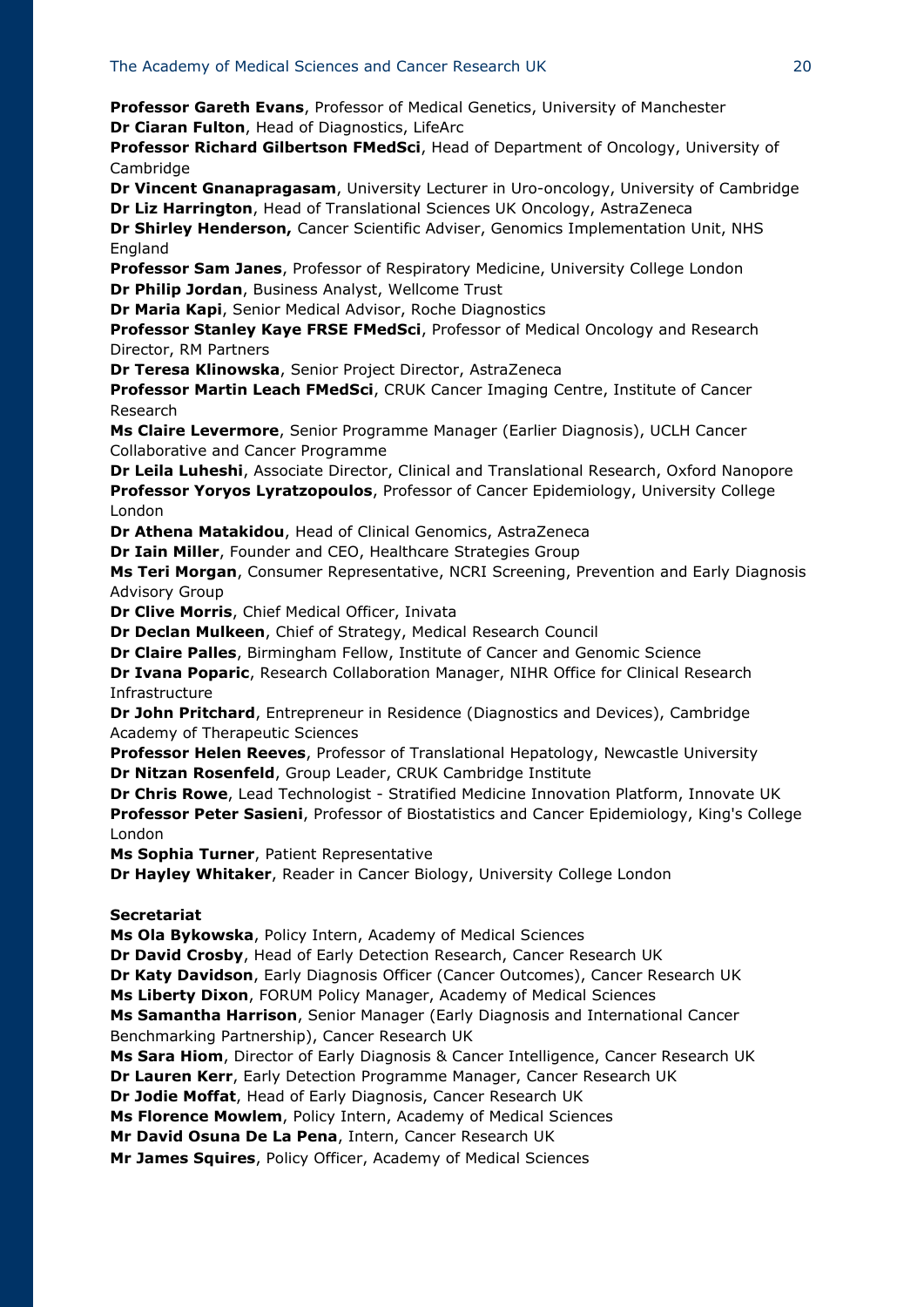**Professor Gareth Evans**, Professor of Medical Genetics, University of Manchester
**Dr Ciaran Fulton**, Head of Diagnostics, LifeArc
**Professor Richard Gilbertson FMedSci**, Head of Department of Oncology, University of Cambridge
**Dr Vincent Gnanapragasam**, University Lecturer in Uro-oncology, University of Cambridge
**Dr Liz Harrington**, Head of Translational Sciences UK Oncology, AstraZeneca
**Dr Shirley Henderson,** Cancer Scientific Adviser, Genomics Implementation Unit, NHS England
**Professor Sam Janes**, Professor of Respiratory Medicine, University College London
**Dr Philip Jordan**, Business Analyst, Wellcome Trust
**Dr Maria Kapi**, Senior Medical Advisor, Roche Diagnostics
**Professor Stanley Kaye FRSE FMedSci**, Professor of Medical Oncology and Research Director, RM Partners
**Dr Teresa Klinowska**, Senior Project Director, AstraZeneca
**Professor Martin Leach FMedSci**, CRUK Cancer Imaging Centre, Institute of Cancer Research
**Ms Claire Levermore**, Senior Programme Manager (Earlier Diagnosis), UCLH Cancer Collaborative and Cancer Programme
**Dr Leila Luheshi**, Associate Director, Clinical and Translational Research, Oxford Nanopore
**Professor Yoryos Lyratzopoulos**, Professor of Cancer Epidemiology, University College London
**Dr Athena Matakidou**, Head of Clinical Genomics, AstraZeneca
**Dr Iain Miller**, Founder and CEO, Healthcare Strategies Group
**Ms Teri Morgan**, Consumer Representative, NCRI Screening, Prevention and Early Diagnosis Advisory Group
**Dr Clive Morris**, Chief Medical Officer, Inivata
**Dr Declan Mulkeen**, Chief of Strategy, Medical Research Council
**Dr Claire Palles**, Birmingham Fellow, Institute of Cancer and Genomic Science
**Dr Ivana Poparic**, Research Collaboration Manager, NIHR Office for Clinical Research Infrastructure
**Dr John Pritchard**, Entrepreneur in Residence (Diagnostics and Devices), Cambridge Academy of Therapeutic Sciences
**Professor Helen Reeves**, Professor of Translational Hepatology, Newcastle University
**Dr Nitzan Rosenfeld**, Group Leader, CRUK Cambridge Institute
**Dr Chris Rowe**, Lead Technologist - Stratified Medicine Innovation Platform, Innovate UK
**Professor Peter Sasieni**, Professor of Biostatistics and Cancer Epidemiology, King's College London
**Ms Sophia Turner**, Patient Representative
**Dr Hayley Whitaker**, Reader in Cancer Biology, University College London

**Secretariat**

**Ms Ola Bykowska**, Policy Intern, Academy of Medical Sciences
**Dr David Crosby**, Head of Early Detection Research, Cancer Research UK
**Dr Katy Davidson**, Early Diagnosis Officer (Cancer Outcomes), Cancer Research UK
**Ms Liberty Dixon**, FORUM Policy Manager, Academy of Medical Sciences
**Ms Samantha Harrison**, Senior Manager (Early Diagnosis and International Cancer Benchmarking Partnership), Cancer Research UK
**Ms Sara Hiom**, Director of Early Diagnosis & Cancer Intelligence, Cancer Research UK
**Dr Lauren Kerr**, Early Detection Programme Manager, Cancer Research UK
**Dr Jodie Moffat**, Head of Early Diagnosis, Cancer Research UK
**Ms Florence Mowlem**, Policy Intern, Academy of Medical Sciences
**Mr David Osuna De La Pena**, Intern, Cancer Research UK
**Mr James Squires**, Policy Officer, Academy of Medical Sciences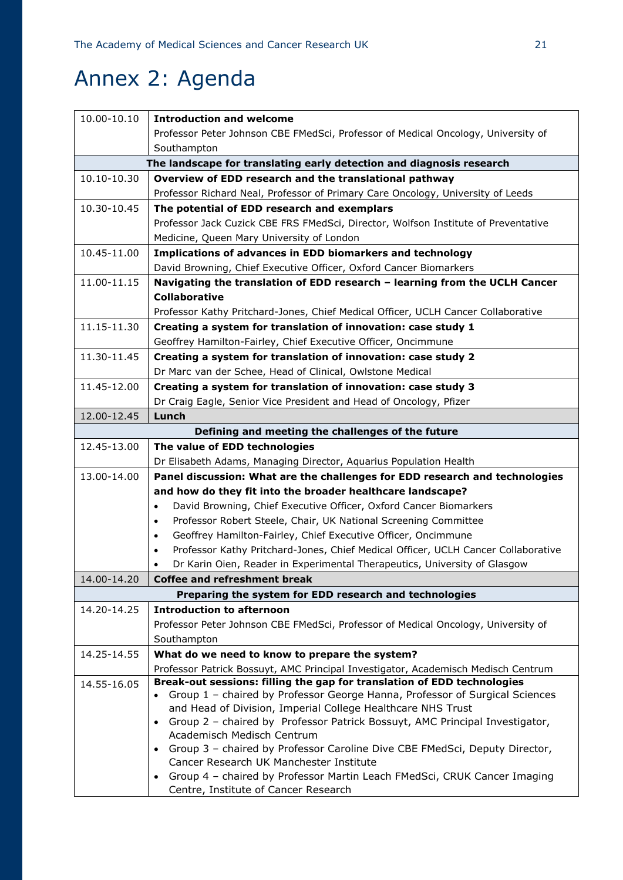# Annex 2: Agenda

| | |
|---|---|
| 10.00-10.10 | **Introduction and welcome**<br>Professor Peter Johnson CBE FMedSci, Professor of Medical Oncology, University of Southampton |
| **The landscape for translating early detection and diagnosis research** | |
| 10.10-10.30 | **Overview of EDD research and the translational pathway**<br>Professor Richard Neal, Professor of Primary Care Oncology, University of Leeds |
| 10.30-10.45 | **The potential of EDD research and exemplars**<br>Professor Jack Cuzick CBE FRS FMedSci, Director, Wolfson Institute of Preventative Medicine, Queen Mary University of London |
| 10.45-11.00 | **Implications of advances in EDD biomarkers and technology**<br>David Browning, Chief Executive Officer, Oxford Cancer Biomarkers |
| 11.00-11.15 | **Navigating the translation of EDD research – learning from the UCLH Cancer Collaborative**<br>Professor Kathy Pritchard-Jones, Chief Medical Officer, UCLH Cancer Collaborative |
| 11.15-11.30 | **Creating a system for translation of innovation: case study 1**<br>Geoffrey Hamilton-Fairley, Chief Executive Officer, Oncimmune |
| 11.30-11.45 | **Creating a system for translation of innovation: case study 2**<br>Dr Marc van der Schee, Head of Clinical, Owlstone Medical |
| 11.45-12.00 | **Creating a system for translation of innovation: case study 3**<br>Dr Craig Eagle, Senior Vice President and Head of Oncology, Pfizer |
| 12.00-12.45 | **Lunch** |
| **Defining and meeting the challenges of the future** | |
| 12.45-13.00 | **The value of EDD technologies**<br>Dr Elisabeth Adams, Managing Director, Aquarius Population Health |
| 13.00-14.00 | **Panel discussion: What are the challenges for EDD research and technologies and how do they fit into the broader healthcare landscape?**<br>• David Browning, Chief Executive Officer, Oxford Cancer Biomarkers<br>• Professor Robert Steele, Chair, UK National Screening Committee<br>• Geoffrey Hamilton-Fairley, Chief Executive Officer, Oncimmune<br>• Professor Kathy Pritchard-Jones, Chief Medical Officer, UCLH Cancer Collaborative<br>• Dr Karin Oien, Reader in Experimental Therapeutics, University of Glasgow |
| 14.00-14.20 | **Coffee and refreshment break** |
| **Preparing the system for EDD research and technologies** | |
| 14.20-14.25 | **Introduction to afternoon**<br>Professor Peter Johnson CBE FMedSci, Professor of Medical Oncology, University of Southampton |
| 14.25-14.55 | **What do we need to know to prepare the system?**<br>Professor Patrick Bossuyt, AMC Principal Investigator, Academisch Medisch Centrum |
| 14.55-16.05 | **Break-out sessions: filling the gap for translation of EDD technologies**<br>• Group 1 – chaired by Professor George Hanna, Professor of Surgical Sciences and Head of Division, Imperial College Healthcare NHS Trust<br>• Group 2 – chaired by Professor Patrick Bossuyt, AMC Principal Investigator, Academisch Medisch Centrum<br>• Group 3 – chaired by Professor Caroline Dive CBE FMedSci, Deputy Director, Cancer Research UK Manchester Institute<br>• Group 4 – chaired by Professor Martin Leach FMedSci, CRUK Cancer Imaging Centre, Institute of Cancer Research |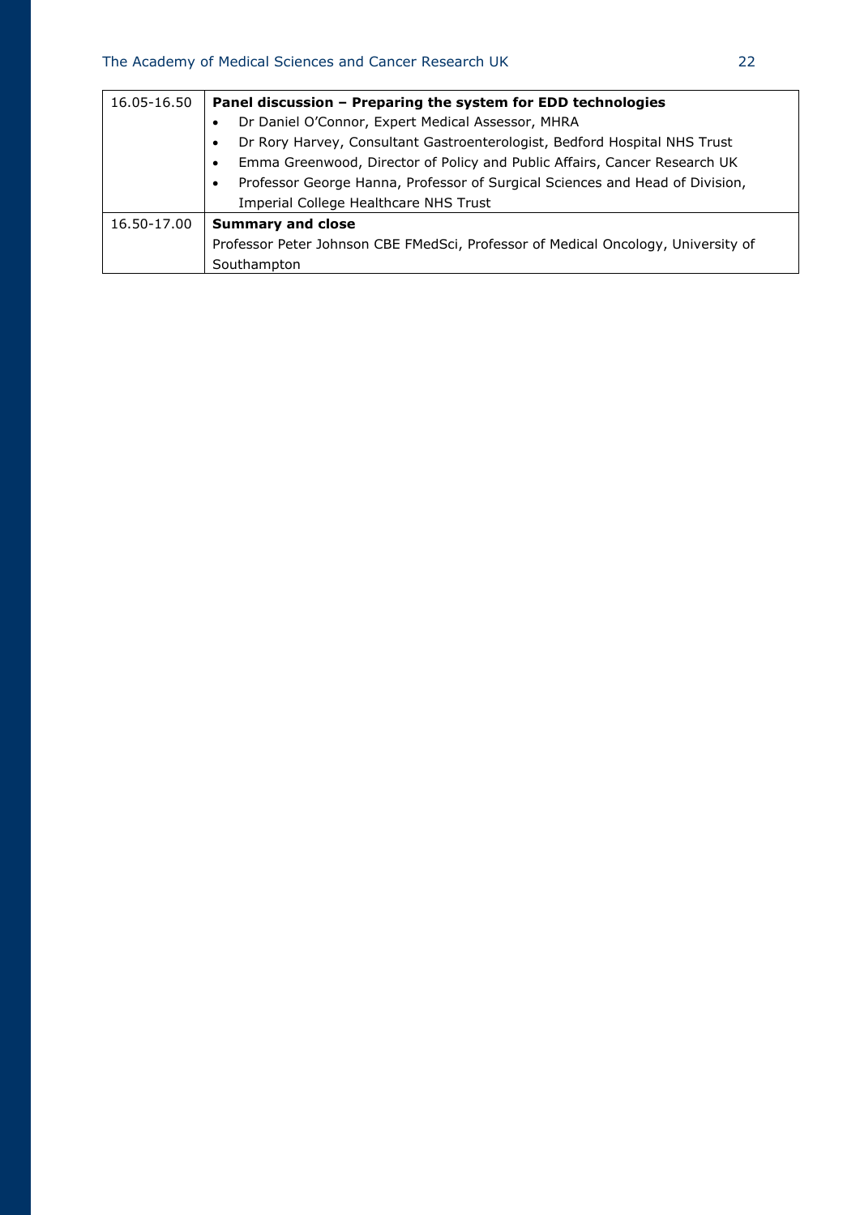| | |
|---|---|
| 16.05-16.50 | **Panel discussion – Preparing the system for EDD technologies**<br>• Dr Daniel O'Connor, Expert Medical Assessor, MHRA<br>• Dr Rory Harvey, Consultant Gastroenterologist, Bedford Hospital NHS Trust<br>• Emma Greenwood, Director of Policy and Public Affairs, Cancer Research UK<br>• Professor George Hanna, Professor of Surgical Sciences and Head of Division, Imperial College Healthcare NHS Trust |
| 16.50-17.00 | **Summary and close**<br>Professor Peter Johnson CBE FMedSci, Professor of Medical Oncology, University of Southampton |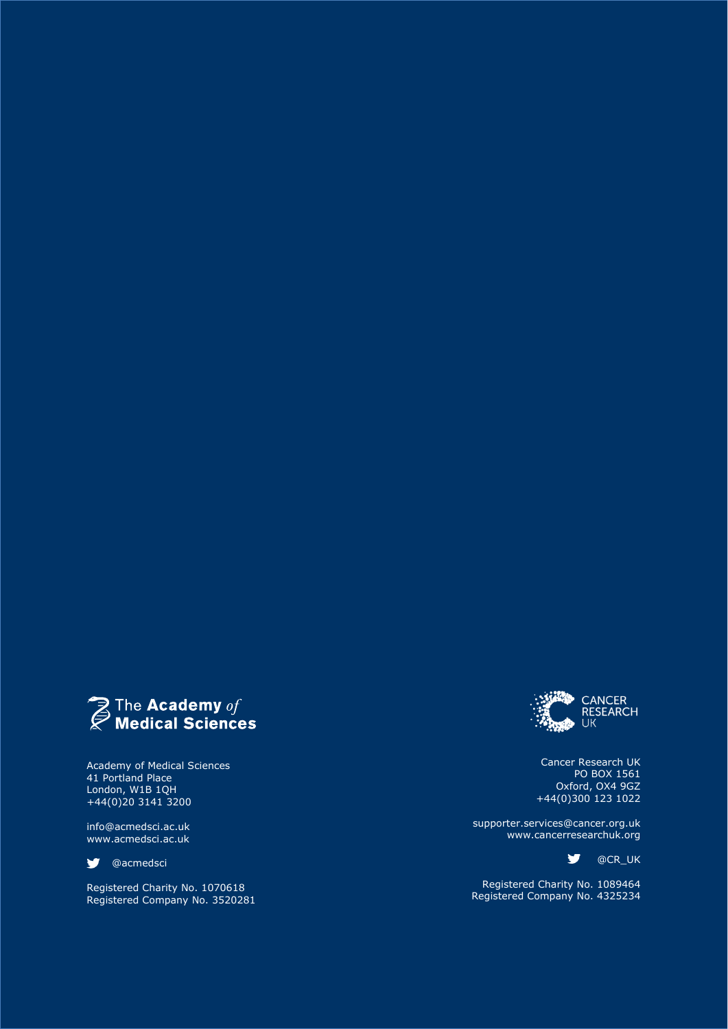The Academy *of* Medical Sciences

Academy of Medical Sciences
41 Portland Place
London, W1B 1QH
+44(0)20 3141 3200

info@acmedsci.ac.uk
www.acmedsci.ac.uk

@acmedsci

Registered Charity No. 1070618
Registered Company No. 3520281

CANCER RESEARCH UK

Cancer Research UK
PO BOX 1561
Oxford, OX4 9GZ
+44(0)300 123 1022

supporter.services@cancer.org.uk
www.cancerresearchuk.org

@CR_UK

Registered Charity No. 1089464
Registered Company No. 4325234